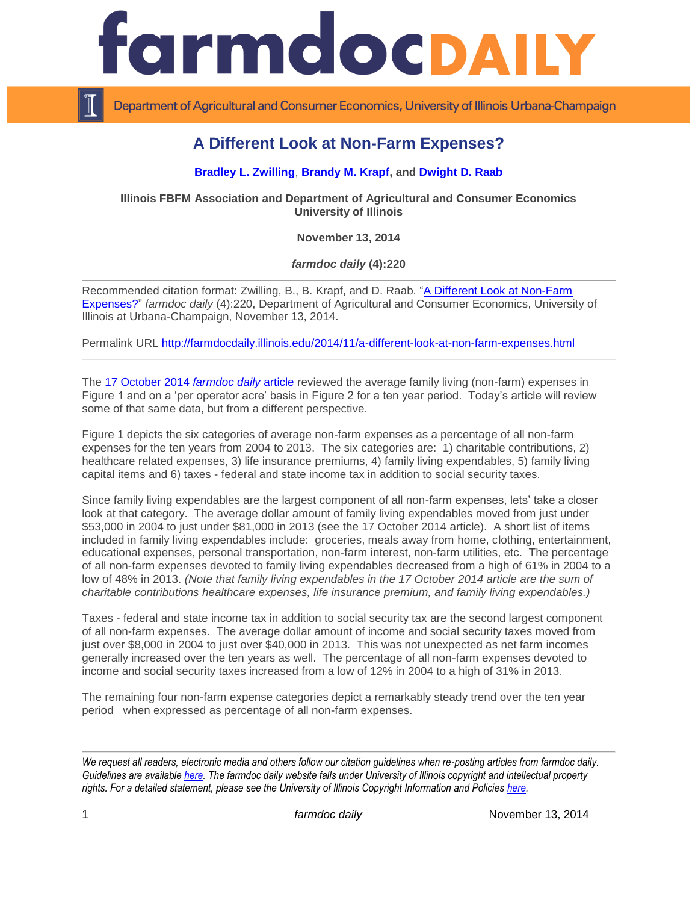# A Different Look at Non-Farm Expenses?

**Bradley L. Zwilling, Brandy M. Krapf, and Dwight D. Raab**

**Illinois FBFM Association and Department of Agricultural and Consumer Economics University of Illinois**

**November 13, 2014**

***farmdoc daily* (4):220**

Recommended citation format: Zwilling, B., B. Krapf, and D. Raab. "A Different Look at Non-Farm Expenses?" *farmdoc daily* (4):220, Department of Agricultural and Consumer Economics, University of Illinois at Urbana-Champaign, November 13, 2014.

Permalink URL http://farmdocdaily.illinois.edu/2014/11/a-different-look-at-non-farm-expenses.html

---

The 17 October 2014 *farmdoc daily* article reviewed the average family living (non-farm) expenses in Figure 1 and on a 'per operator acre' basis in Figure 2 for a ten year period. Today's article will review some of that same data, but from a different perspective.

Figure 1 depicts the six categories of average non-farm expenses as a percentage of all non-farm expenses for the ten years from 2004 to 2013. The six categories are: 1) charitable contributions, 2) healthcare related expenses, 3) life insurance premiums, 4) family living expendables, 5) family living capital items and 6) taxes - federal and state income tax in addition to social security taxes.

Since family living expendables are the largest component of all non-farm expenses, lets' take a closer look at that category. The average dollar amount of family living expendables moved from just under $53,000 in 2004 to just under $81,000 in 2013 (see the 17 October 2014 article). A short list of items included in family living expendables include: groceries, meals away from home, clothing, entertainment, educational expenses, personal transportation, non-farm interest, non-farm utilities, etc. The percentage of all non-farm expenses devoted to family living expendables decreased from a high of 61% in 2004 to a low of 48% in 2013. *(Note that family living expendables in the 17 October 2014 article are the sum of charitable contributions healthcare expenses, life insurance premium, and family living expendables.)*

Taxes - federal and state income tax in addition to social security tax are the second largest component of all non-farm expenses. The average dollar amount of income and social security taxes moved from just over $8,000 in 2004 to just over $40,000 in 2013. This was not unexpected as net farm incomes generally increased over the ten years as well. The percentage of all non-farm expenses devoted to income and social security taxes increased from a low of 12% in 2004 to a high of 31% in 2013.

The remaining four non-farm expense categories depict a remarkably steady trend over the ten year period when expressed as percentage of all non-farm expenses.

---

*We request all readers, electronic media and others follow our citation guidelines when re-posting articles from farmdoc daily. Guidelines are available here. The farmdoc daily website falls under University of Illinois copyright and intellectual property rights. For a detailed statement, please see the University of Illinois Copyright Information and Policies here.*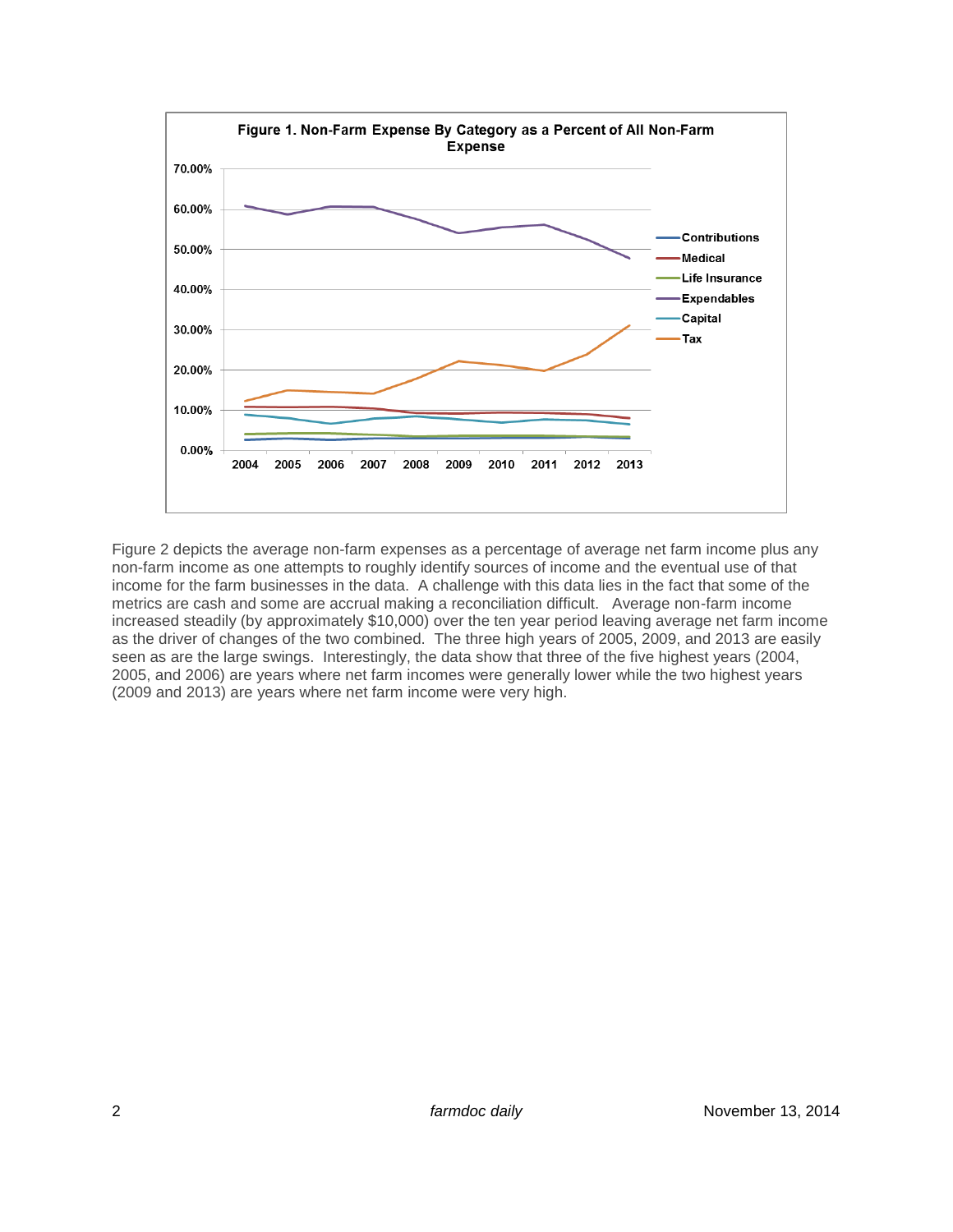**Figure 1. Non-Farm Expense By Category as a Percent of All Non-Farm Expense**

Figure 2 depicts the average non-farm expenses as a percentage of average net farm income plus any non-farm income as one attempts to roughly identify sources of income and the eventual use of that income for the farm businesses in the data. A challenge with this data lies in the fact that some of the metrics are cash and some are accrual making a reconciliation difficult. Average non-farm income increased steadily (by approximately $10,000) over the ten year period leaving average net farm income as the driver of changes of the two combined. The three high years of 2005, 2009, and 2013 are easily seen as are the large swings. Interestingly, the data show that three of the five highest years (2004, 2005, and 2006) are years where net farm incomes were generally lower while the two highest years (2009 and 2013) are years where net farm income were very high.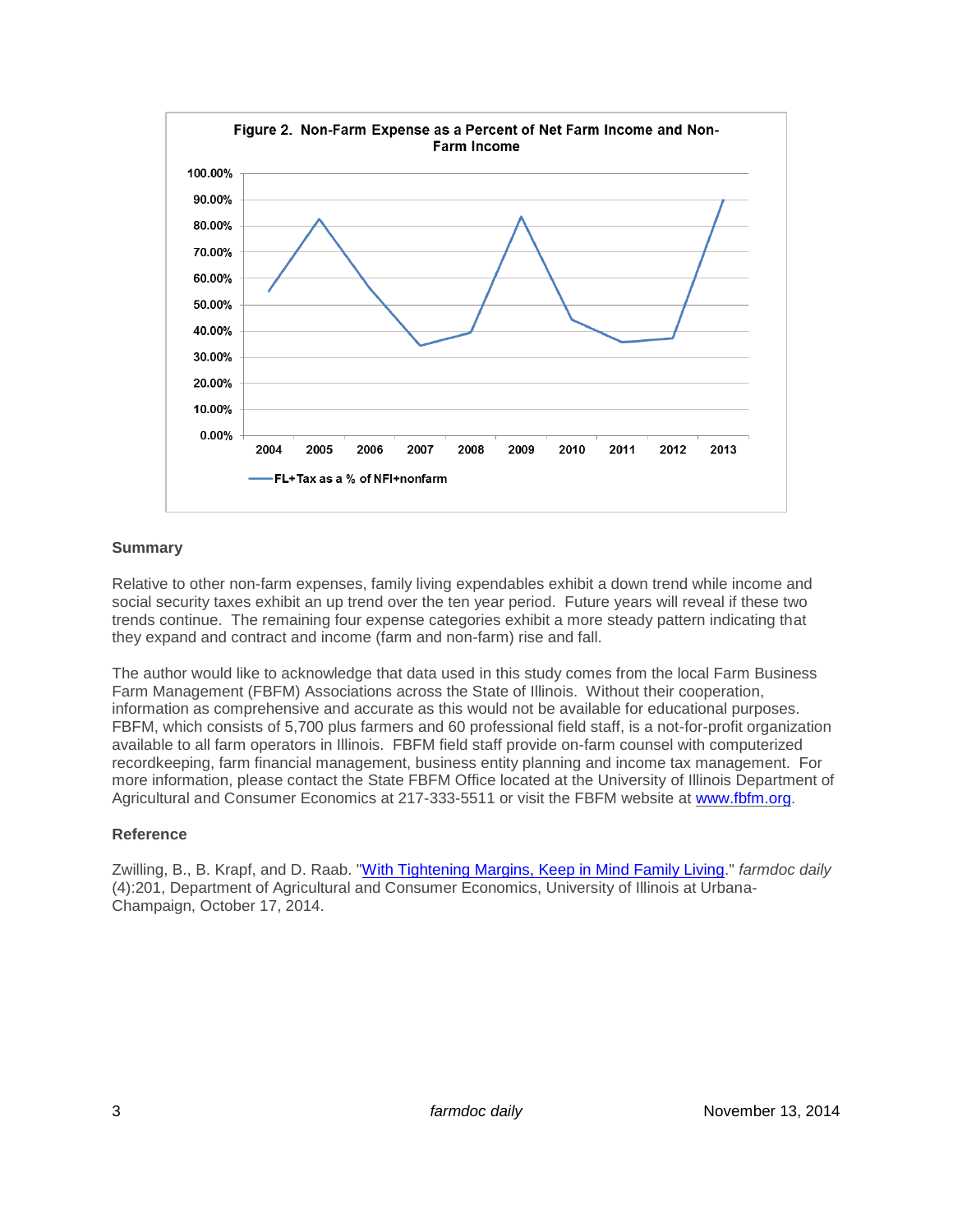Figure 2. Non-Farm Expense as a Percent of Net Farm Income and Non-Farm Income

100.00%
90.00%
80.00%
70.00%
60.00%
50.00%
40.00%
30.00%
20.00%
10.00%
0.00%

2004 2005 2006 2007 2008 2009 2010 2011 2012 2013

FL+Tax as a % of NFI+nonfarm

## Summary

Relative to other non-farm expenses, family living expendables exhibit a down trend while income and social security taxes exhibit an up trend over the ten year period. Future years will reveal if these two trends continue. The remaining four expense categories exhibit a more steady pattern indicating that they expand and contract and income (farm and non-farm) rise and fall.

The author would like to acknowledge that data used in this study comes from the local Farm Business Farm Management (FBFM) Associations across the State of Illinois. Without their cooperation, information as comprehensive and accurate as this would not be available for educational purposes. FBFM, which consists of 5,700 plus farmers and 60 professional field staff, is a not-for-profit organization available to all farm operators in Illinois. FBFM field staff provide on-farm counsel with computerized recordkeeping, farm financial management, business entity planning and income tax management. For more information, please contact the State FBFM Office located at the University of Illinois Department of Agricultural and Consumer Economics at 217-333-5511 or visit the FBFM website at www.fbfm.org.

## Reference

Zwilling, B., B. Krapf, and D. Raab. "With Tightening Margins, Keep in Mind Family Living." *farmdoc daily* (4):201, Department of Agricultural and Consumer Economics, University of Illinois at Urbana-Champaign, October 17, 2014.